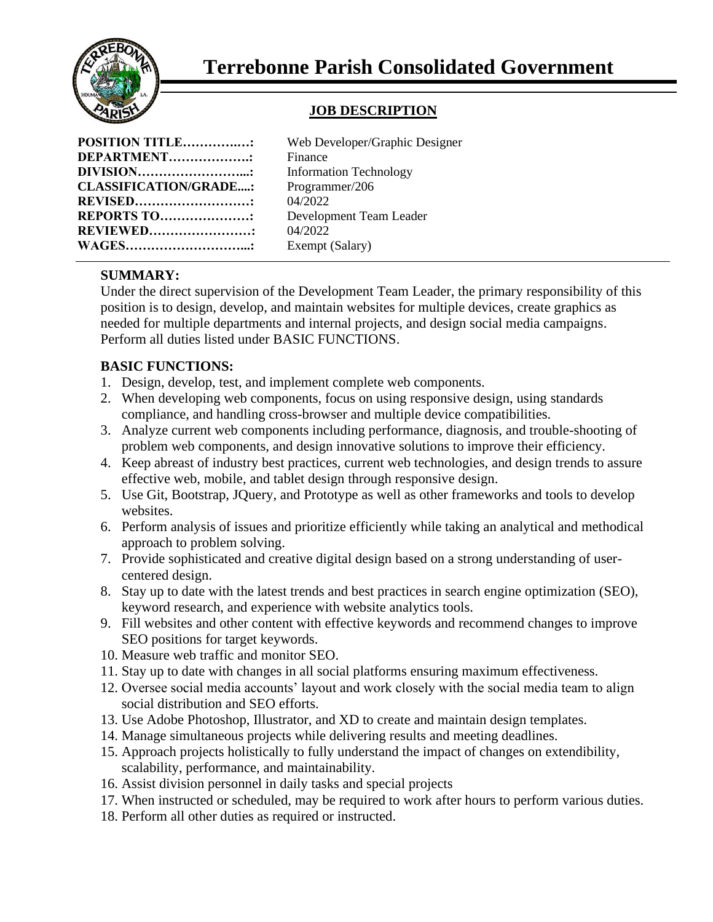# Terrebonne Parish Consolidated Government

## JOB DESCRIPTION

**POSITION TITLE……………:** Web Developer/Graphic Designer
**DEPARTMENT……………….:** Finance
**DIVISION……………………...:** Information Technology
**CLASSIFICATION/GRADE....:** Programmer/206
**REVISED………………………:** 04/2022
**REPORTS TO…………………:** Development Team Leader
**REVIEWED……………………:** 04/2022
**WAGES………………………...:** Exempt (Salary)

**SUMMARY:**

Under the direct supervision of the Development Team Leader, the primary responsibility of this position is to design, develop, and maintain websites for multiple devices, create graphics as needed for multiple departments and internal projects, and design social media campaigns. Perform all duties listed under BASIC FUNCTIONS.

**BASIC FUNCTIONS:**

1. Design, develop, test, and implement complete web components.
2. When developing web components, focus on using responsive design, using standards compliance, and handling cross-browser and multiple device compatibilities.
3. Analyze current web components including performance, diagnosis, and trouble-shooting of problem web components, and design innovative solutions to improve their efficiency.
4. Keep abreast of industry best practices, current web technologies, and design trends to assure effective web, mobile, and tablet design through responsive design.
5. Use Git, Bootstrap, JQuery, and Prototype as well as other frameworks and tools to develop websites.
6. Perform analysis of issues and prioritize efficiently while taking an analytical and methodical approach to problem solving.
7. Provide sophisticated and creative digital design based on a strong understanding of user-centered design.
8. Stay up to date with the latest trends and best practices in search engine optimization (SEO), keyword research, and experience with website analytics tools.
9. Fill websites and other content with effective keywords and recommend changes to improve SEO positions for target keywords.
10. Measure web traffic and monitor SEO.
11. Stay up to date with changes in all social platforms ensuring maximum effectiveness.
12. Oversee social media accounts' layout and work closely with the social media team to align social distribution and SEO efforts.
13. Use Adobe Photoshop, Illustrator, and XD to create and maintain design templates.
14. Manage simultaneous projects while delivering results and meeting deadlines.
15. Approach projects holistically to fully understand the impact of changes on extendibility, scalability, performance, and maintainability.
16. Assist division personnel in daily tasks and special projects
17. When instructed or scheduled, may be required to work after hours to perform various duties.
18. Perform all other duties as required or instructed.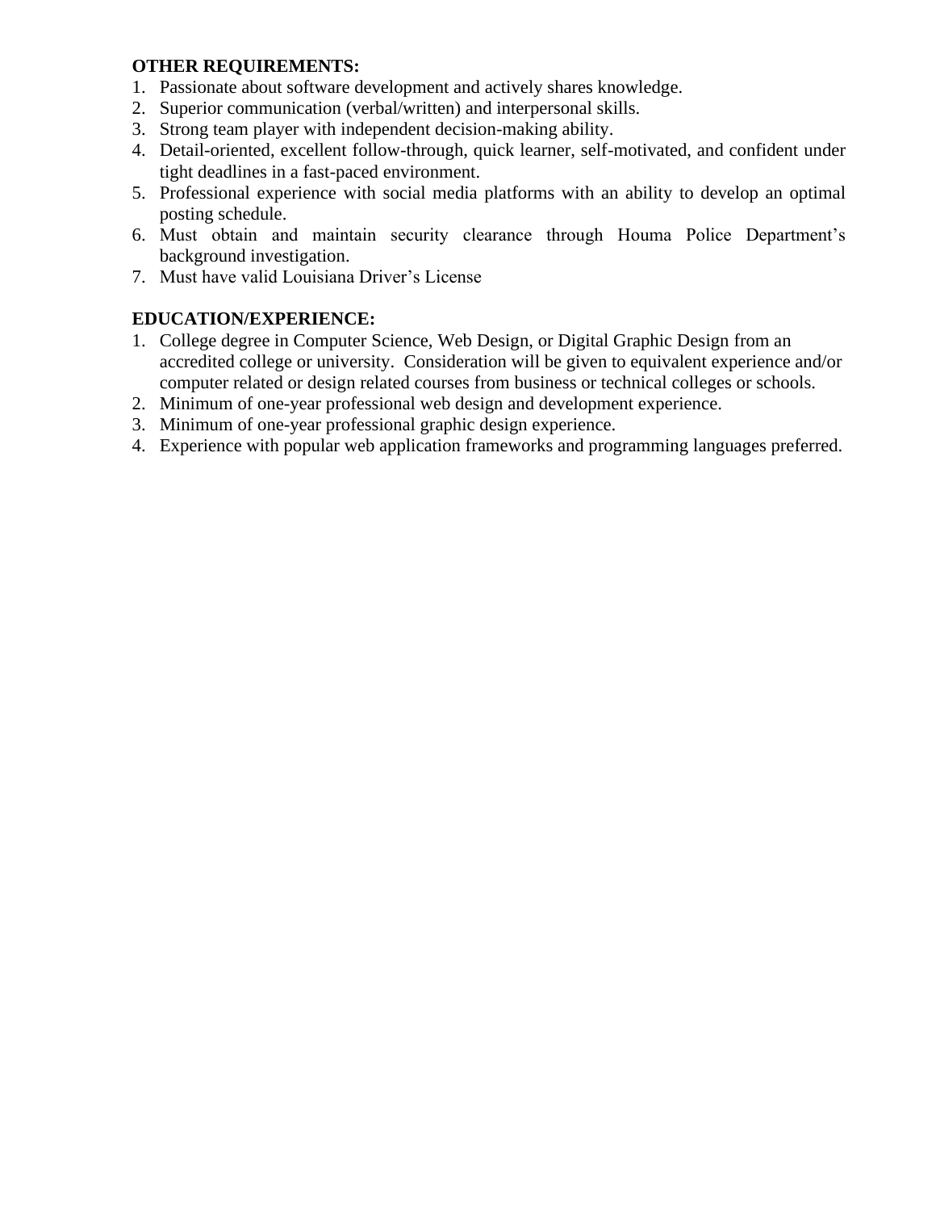**OTHER REQUIREMENTS:**

1. Passionate about software development and actively shares knowledge.
2. Superior communication (verbal/written) and interpersonal skills.
3. Strong team player with independent decision-making ability.
4. Detail-oriented, excellent follow-through, quick learner, self-motivated, and confident under tight deadlines in a fast-paced environment.
5. Professional experience with social media platforms with an ability to develop an optimal posting schedule.
6. Must obtain and maintain security clearance through Houma Police Department's background investigation.
7. Must have valid Louisiana Driver's License

**EDUCATION/EXPERIENCE:**

1. College degree in Computer Science, Web Design, or Digital Graphic Design from an accredited college or university. Consideration will be given to equivalent experience and/or computer related or design related courses from business or technical colleges or schools.
2. Minimum of one-year professional web design and development experience.
3. Minimum of one-year professional graphic design experience.
4. Experience with popular web application frameworks and programming languages preferred.